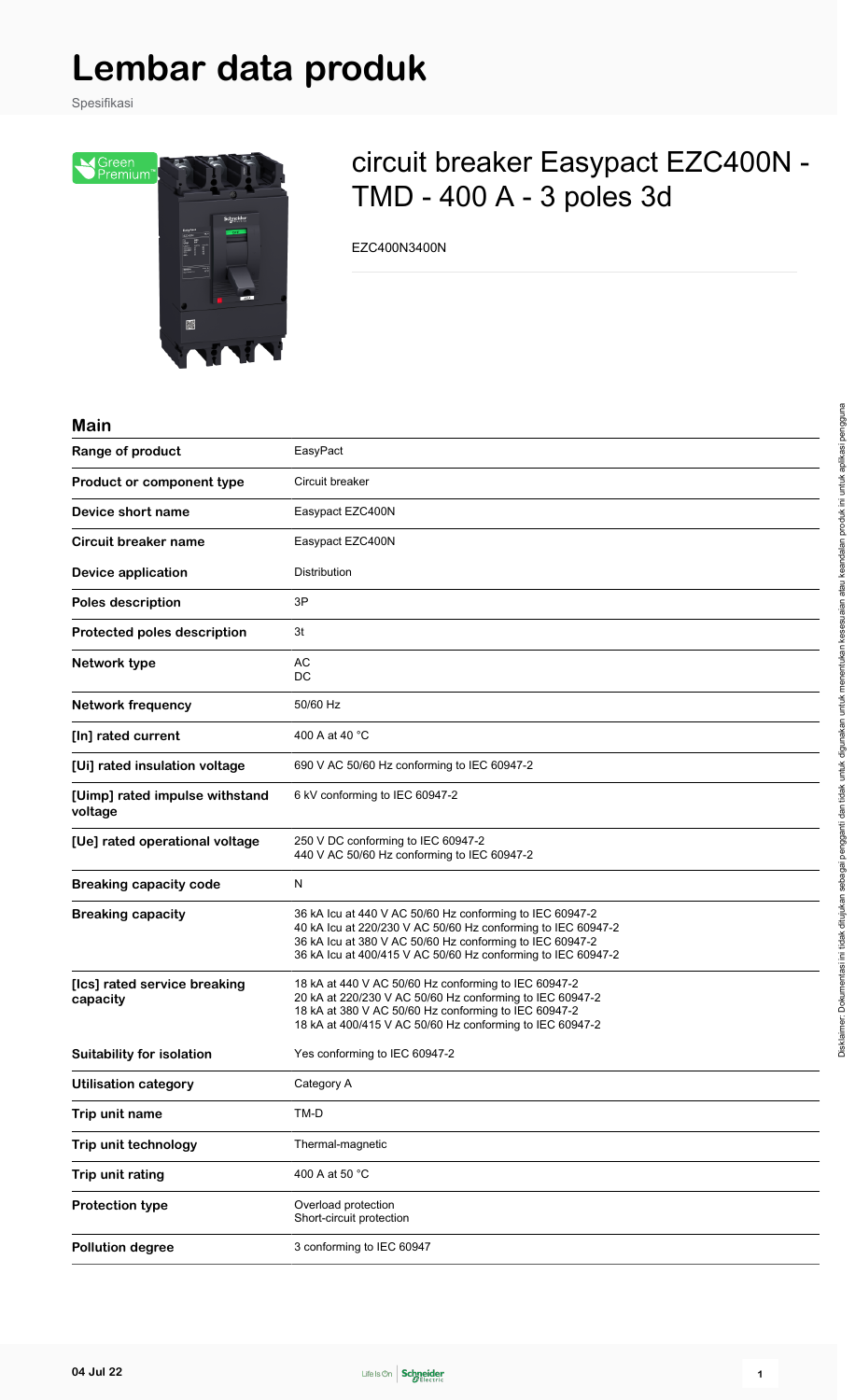# Lembar data produk

Spesifikasi

## circuit breaker Easypact EZC400N - TMD - 400 A - 3 poles 3d

EZC400N3400N

### Main

| | |
|---|---|
| **Range of product** | EasyPact |
| **Product or component type** | Circuit breaker |
| **Device short name** | Easypact EZC400N |
| **Circuit breaker name** | Easypact EZC400N |
| **Device application** | Distribution |
| **Poles description** | 3P |
| **Protected poles description** | 3t |
| **Network type** | AC<br>DC |
| **Network frequency** | 50/60 Hz |
| **[In] rated current** | 400 A at 40 °C |
| **[Ui] rated insulation voltage** | 690 V AC 50/60 Hz conforming to IEC 60947-2 |
| **[Uimp] rated impulse withstand voltage** | 6 kV conforming to IEC 60947-2 |
| **[Ue] rated operational voltage** | 250 V DC conforming to IEC 60947-2<br>440 V AC 50/60 Hz conforming to IEC 60947-2 |
| **Breaking capacity code** | N |
| **Breaking capacity** | 36 kA Icu at 440 V AC 50/60 Hz conforming to IEC 60947-2<br>40 kA Icu at 220/230 V AC 50/60 Hz conforming to IEC 60947-2<br>36 kA Icu at 380 V AC 50/60 Hz conforming to IEC 60947-2<br>36 kA Icu at 400/415 V AC 50/60 Hz conforming to IEC 60947-2 |
| **[Ics] rated service breaking capacity** | 18 kA at 440 V AC 50/60 Hz conforming to IEC 60947-2<br>20 kA at 220/230 V AC 50/60 Hz conforming to IEC 60947-2<br>18 kA at 380 V AC 50/60 Hz conforming to IEC 60947-2<br>18 kA at 400/415 V AC 50/60 Hz conforming to IEC 60947-2 |
| **Suitability for isolation** | Yes conforming to IEC 60947-2 |
| **Utilisation category** | Category A |
| **Trip unit name** | TM-D |
| **Trip unit technology** | Thermal-magnetic |
| **Trip unit rating** | 400 A at 50 °C |
| **Protection type** | Overload protection<br>Short-circuit protection |
| **Pollution degree** | 3 conforming to IEC 60947 |

Disklaimer: Dokumentasi ini tidak ditujukan sebagai pengganti dan tidak untuk digunakan untuk menentukan kesesuaian atau keandalan produk ini untuk aplikasi pengguna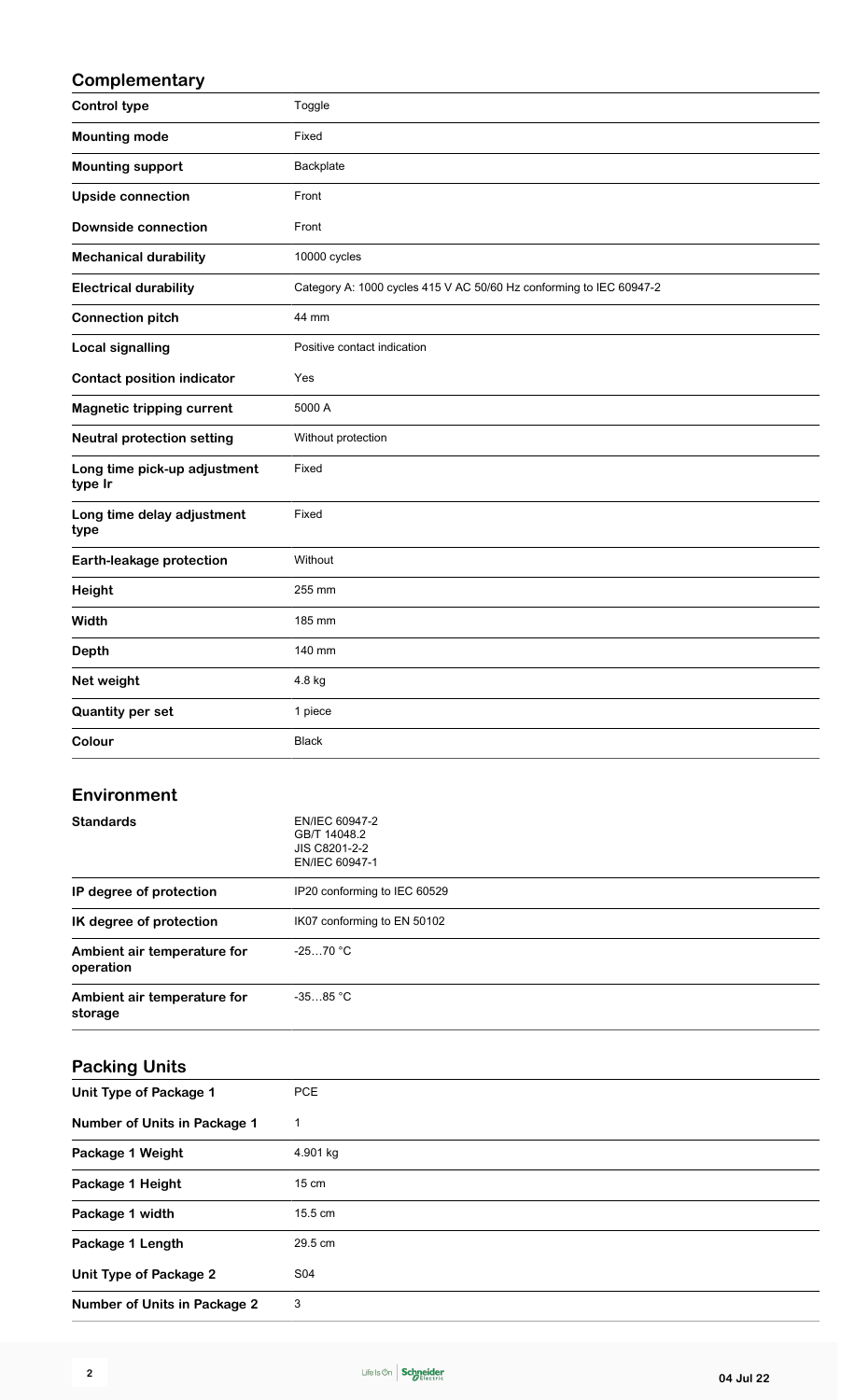## Complementary

| | |
|---|---|
| **Control type** | Toggle |
| **Mounting mode** | Fixed |
| **Mounting support** | Backplate |
| **Upside connection** | Front |
| **Downside connection** | Front |
| **Mechanical durability** | 10000 cycles |
| **Electrical durability** | Category A: 1000 cycles 415 V AC 50/60 Hz conforming to IEC 60947-2 |
| **Connection pitch** | 44 mm |
| **Local signalling** | Positive contact indication |
| **Contact position indicator** | Yes |
| **Magnetic tripping current** | 5000 A |
| **Neutral protection setting** | Without protection |
| **Long time pick-up adjustment type Ir** | Fixed |
| **Long time delay adjustment type** | Fixed |
| **Earth-leakage protection** | Without |
| **Height** | 255 mm |
| **Width** | 185 mm |
| **Depth** | 140 mm |
| **Net weight** | 4.8 kg |
| **Quantity per set** | 1 piece |
| **Colour** | Black |

## Environment

| | |
|---|---|
| **Standards** | EN/IEC 60947-2<br>GB/T 14048.2<br>JIS C8201-2-2<br>EN/IEC 60947-1 |
| **IP degree of protection** | IP20 conforming to IEC 60529 |
| **IK degree of protection** | IK07 conforming to EN 50102 |
| **Ambient air temperature for operation** | -25…70 °C |
| **Ambient air temperature for storage** | -35…85 °C |

## Packing Units

| | |
|---|---|
| **Unit Type of Package 1** | PCE |
| **Number of Units in Package 1** | 1 |
| **Package 1 Weight** | 4.901 kg |
| **Package 1 Height** | 15 cm |
| **Package 1 width** | 15.5 cm |
| **Package 1 Length** | 29.5 cm |
| **Unit Type of Package 2** | S04 |
| **Number of Units in Package 2** | 3 |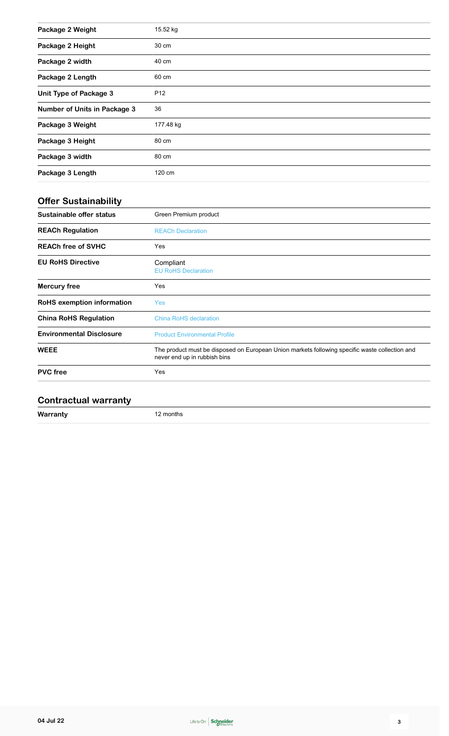| | |
|---|---|
| **Package 2 Weight** | 15.52 kg |
| **Package 2 Height** | 30 cm |
| **Package 2 width** | 40 cm |
| **Package 2 Length** | 60 cm |
| **Unit Type of Package 3** | P12 |
| **Number of Units in Package 3** | 36 |
| **Package 3 Weight** | 177.48 kg |
| **Package 3 Height** | 80 cm |
| **Package 3 width** | 80 cm |
| **Package 3 Length** | 120 cm |

## Offer Sustainability

| | |
|---|---|
| **Sustainable offer status** | Green Premium product |
| **REACh Regulation** | REACh Declaration |
| **REACh free of SVHC** | Yes |
| **EU RoHS Directive** | Compliant<br>EU RoHS Declaration |
| **Mercury free** | Yes |
| **RoHS exemption information** | Yes |
| **China RoHS Regulation** | China RoHS declaration |
| **Environmental Disclosure** | Product Environmental Profile |
| **WEEE** | The product must be disposed on European Union markets following specific waste collection and never end up in rubbish bins |
| **PVC free** | Yes |

## Contractual warranty

| | |
|---|---|
| **Warranty** | 12 months |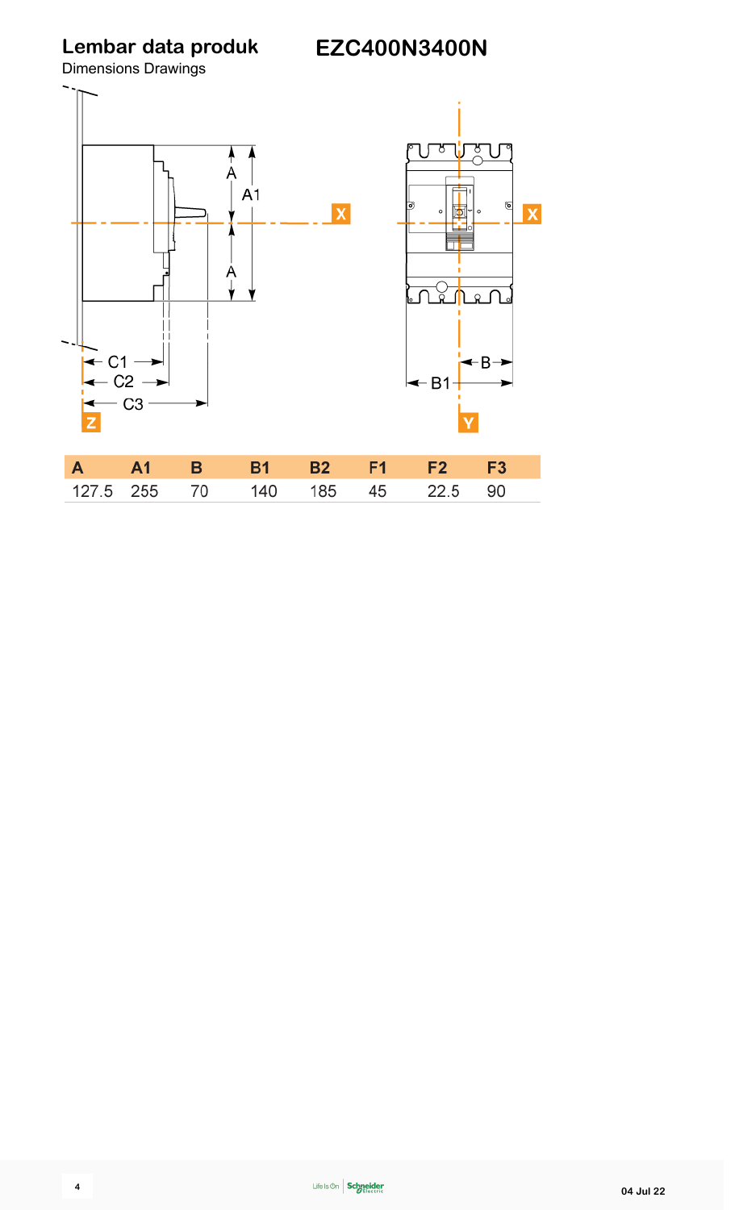# Lembar data produk

Dimensions Drawings

# EZC400N3400N

| A | A1 | B | B1 | B2 | F1 | F2 | F3 |
|---|---|---|---|---|---|---|---|
| 127.5 | 255 | 70 | 140 | 185 | 45 | 22.5 | 90 |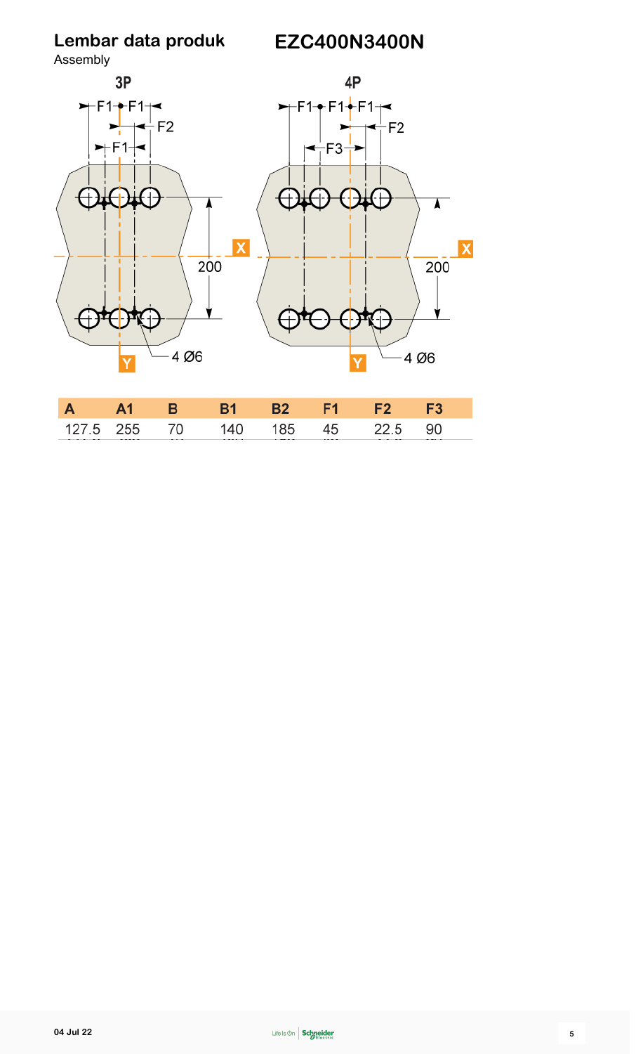## Lembar data produk

Assembly

# EZC400N3400N

3P

4P

| A | A1 | B | B1 | B2 | F1 | F2 | F3 |
|---|---|---|---|---|---|---|---|
| 127.5 | 255 | 70 | 140 | 185 | 45 | 22.5 | 90 |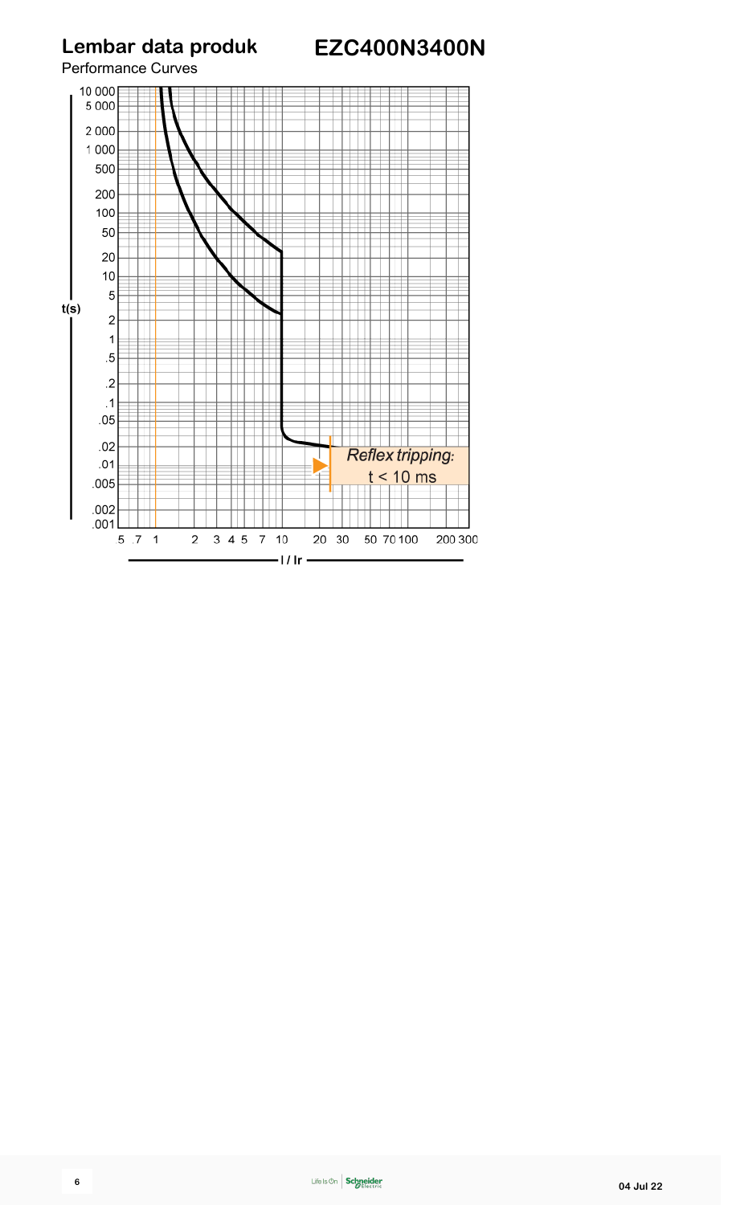# Lembar data produk

# EZC400N3400N

Performance Curves

t(s)

10 000
5 000
2 000
1 000
500
200
100
50
20
10
5
2
1
.5
.2
.1
.05
.02
.01
.005
.002
.001

.5 .7 1 2 3 4 5 7 10 20 30 50 70 100 200 300

I / Ir

*Reflex tripping:*
t < 10 ms